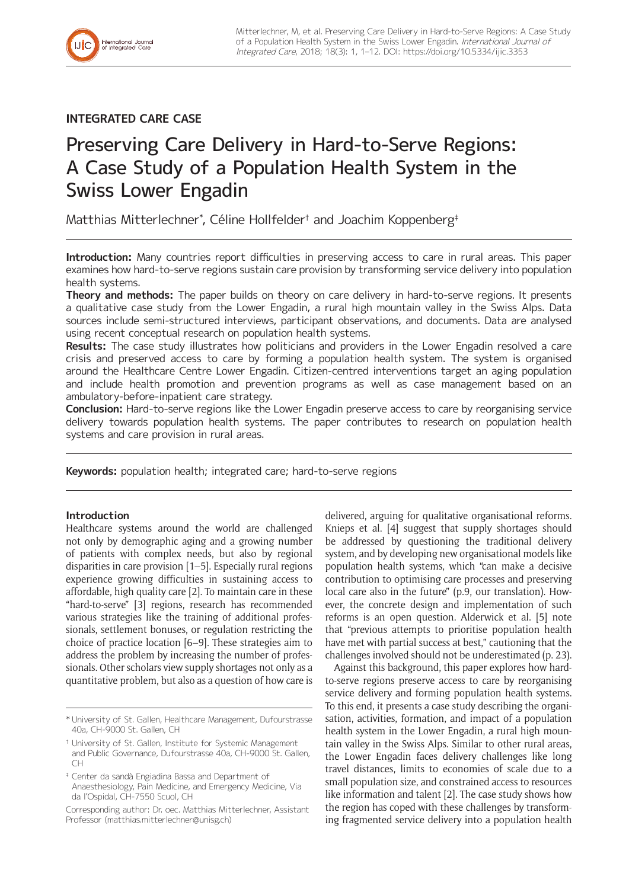## INTEGRATED CARE CASE

# Preserving Care Delivery in Hard-to-Serve Regions: A Case Study of a Population Health System in the Swiss Lower Engadin

Matthias Mitterlechner*, Céline Hollfelder† and Joachim Koppenberg‡

**Introduction:** Many countries report difficulties in preserving access to care in rural areas. This paper examines how hard-to-serve regions sustain care provision by transforming service delivery into population health systems.

**Theory and methods:** The paper builds on theory on care delivery in hard-to-serve regions. It presents a qualitative case study from the Lower Engadin, a rural high mountain valley in the Swiss Alps. Data sources include semi-structured interviews, participant observations, and documents. Data are analysed using recent conceptual research on population health systems.

**Results:** The case study illustrates how politicians and providers in the Lower Engadin resolved a care crisis and preserved access to care by forming a population health system. The system is organised around the Healthcare Centre Lower Engadin. Citizen-centred interventions target an aging population and include health promotion and prevention programs as well as case management based on an ambulatory-before-inpatient care strategy.

**Conclusion:** Hard-to-serve regions like the Lower Engadin preserve access to care by reorganising service delivery towards population health systems. The paper contributes to research on population health systems and care provision in rural areas.

**Keywords:** population health; integrated care; hard-to-serve regions

### Introduction

Healthcare systems around the world are challenged not only by demographic aging and a growing number of patients with complex needs, but also by regional disparities in care provision [1–5]. Especially rural regions experience growing difficulties in sustaining access to affordable, high quality care [2]. To maintain care in these "hard-to-serve" [3] regions, research has recommended various strategies like the training of additional professionals, settlement bonuses, or regulation restricting the choice of practice location [6–9]. These strategies aim to address the problem by increasing the number of professionals. Other scholars view supply shortages not only as a quantitative problem, but also as a question of how care is delivered, arguing for qualitative organisational reforms. Knieps et al. [4] suggest that supply shortages should be addressed by questioning the traditional delivery system, and by developing new organisational models like population health systems, which "can make a decisive contribution to optimising care processes and preserving local care also in the future" (p.9, our translation). However, the concrete design and implementation of such reforms is an open question. Alderwick et al. [5] note that "previous attempts to prioritise population health have met with partial success at best," cautioning that the challenges involved should not be underestimated (p. 23).

Against this background, this paper explores how hard-to-serve regions preserve access to care by reorganising service delivery and forming population health systems. To this end, it presents a case study describing the organisation, activities, formation, and impact of a population health system in the Lower Engadin, a rural high mountain valley in the Swiss Alps. Similar to other rural areas, the Lower Engadin faces delivery challenges like long travel distances, limits to economies of scale due to a small population size, and constrained access to resources like information and talent [2]. The case study shows how the region has coped with these challenges by transforming fragmented service delivery into a population health

\* University of St. Gallen, Healthcare Management, Dufourstrasse 40a, CH-9000 St. Gallen, CH

† University of St. Gallen, Institute for Systemic Management and Public Governance, Dufourstrasse 40a, CH-9000 St. Gallen, CH

‡ Center da sandà Engiadina Bassa and Department of Anaesthesiology, Pain Medicine, and Emergency Medicine, Via da l'Ospidal, CH-7550 Scuol, CH

Corresponding author: Dr. oec. Matthias Mitterlechner, Assistant Professor (matthias.mitterlechner@unisg.ch)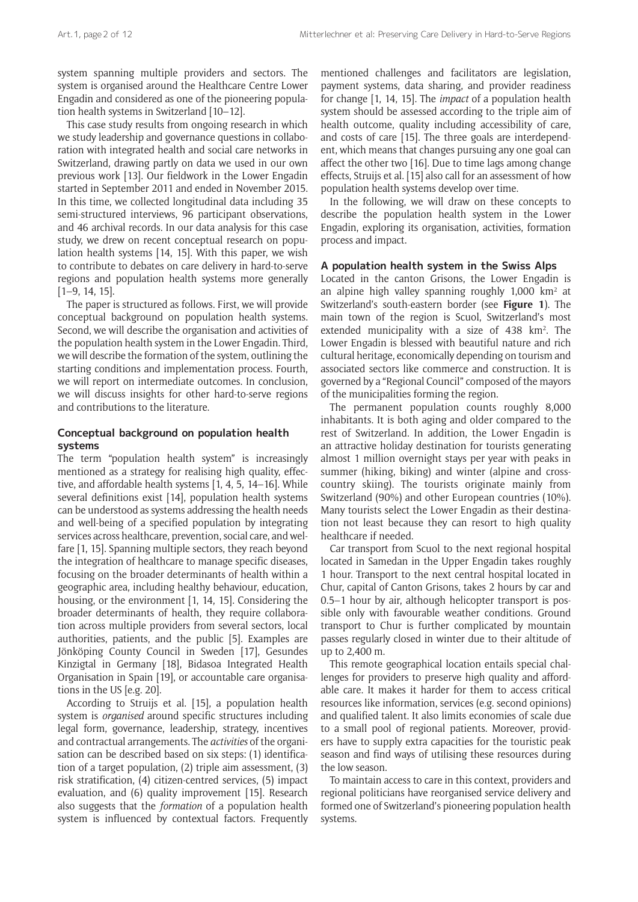system spanning multiple providers and sectors. The system is organised around the Healthcare Centre Lower Engadin and considered as one of the pioneering population health systems in Switzerland [10–12].

This case study results from ongoing research in which we study leadership and governance questions in collaboration with integrated health and social care networks in Switzerland, drawing partly on data we used in our own previous work [13]. Our fieldwork in the Lower Engadin started in September 2011 and ended in November 2015. In this time, we collected longitudinal data including 35 semi-structured interviews, 96 participant observations, and 46 archival records. In our data analysis for this case study, we drew on recent conceptual research on population health systems [14, 15]. With this paper, we wish to contribute to debates on care delivery in hard-to-serve regions and population health systems more generally [1–9, 14, 15].

The paper is structured as follows. First, we will provide conceptual background on population health systems. Second, we will describe the organisation and activities of the population health system in the Lower Engadin. Third, we will describe the formation of the system, outlining the starting conditions and implementation process. Fourth, we will report on intermediate outcomes. In conclusion, we will discuss insights for other hard-to-serve regions and contributions to the literature.

## Conceptual background on population health systems

The term "population health system" is increasingly mentioned as a strategy for realising high quality, effective, and affordable health systems [1, 4, 5, 14–16]. While several definitions exist [14], population health systems can be understood as systems addressing the health needs and well-being of a specified population by integrating services across healthcare, prevention, social care, and welfare [1, 15]. Spanning multiple sectors, they reach beyond the integration of healthcare to manage specific diseases, focusing on the broader determinants of health within a geographic area, including healthy behaviour, education, housing, or the environment [1, 14, 15]. Considering the broader determinants of health, they require collaboration across multiple providers from several sectors, local authorities, patients, and the public [5]. Examples are Jönköping County Council in Sweden [17], Gesundes Kinzigtal in Germany [18], Bidasoa Integrated Health Organisation in Spain [19], or accountable care organisations in the US [e.g. 20].

According to Struijs et al. [15], a population health system is *organised* around specific structures including legal form, governance, leadership, strategy, incentives and contractual arrangements. The *activities* of the organisation can be described based on six steps: (1) identification of a target population, (2) triple aim assessment, (3) risk stratification, (4) citizen-centred services, (5) impact evaluation, and (6) quality improvement [15]. Research also suggests that the *formation* of a population health system is influenced by contextual factors. Frequently mentioned challenges and facilitators are legislation, payment systems, data sharing, and provider readiness for change [1, 14, 15]. The *impact* of a population health system should be assessed according to the triple aim of health outcome, quality including accessibility of care, and costs of care [15]. The three goals are interdependent, which means that changes pursuing any one goal can affect the other two [16]. Due to time lags among change effects, Struijs et al. [15] also call for an assessment of how population health systems develop over time.

In the following, we will draw on these concepts to describe the population health system in the Lower Engadin, exploring its organisation, activities, formation process and impact.

## A population health system in the Swiss Alps

Located in the canton Grisons, the Lower Engadin is an alpine high valley spanning roughly 1,000 km² at Switzerland's south-eastern border (see **Figure 1**). The main town of the region is Scuol, Switzerland's most extended municipality with a size of 438 km². The Lower Engadin is blessed with beautiful nature and rich cultural heritage, economically depending on tourism and associated sectors like commerce and construction. It is governed by a "Regional Council" composed of the mayors of the municipalities forming the region.

The permanent population counts roughly 8,000 inhabitants. It is both aging and older compared to the rest of Switzerland. In addition, the Lower Engadin is an attractive holiday destination for tourists generating almost 1 million overnight stays per year with peaks in summer (hiking, biking) and winter (alpine and cross-country skiing). The tourists originate mainly from Switzerland (90%) and other European countries (10%). Many tourists select the Lower Engadin as their destination not least because they can resort to high quality healthcare if needed.

Car transport from Scuol to the next regional hospital located in Samedan in the Upper Engadin takes roughly 1 hour. Transport to the next central hospital located in Chur, capital of Canton Grisons, takes 2 hours by car and 0.5–1 hour by air, although helicopter transport is possible only with favourable weather conditions. Ground transport to Chur is further complicated by mountain passes regularly closed in winter due to their altitude of up to 2,400 m.

This remote geographical location entails special challenges for providers to preserve high quality and affordable care. It makes it harder for them to access critical resources like information, services (e.g. second opinions) and qualified talent. It also limits economies of scale due to a small pool of regional patients. Moreover, providers have to supply extra capacities for the touristic peak season and find ways of utilising these resources during the low season.

To maintain access to care in this context, providers and regional politicians have reorganised service delivery and formed one of Switzerland's pioneering population health systems.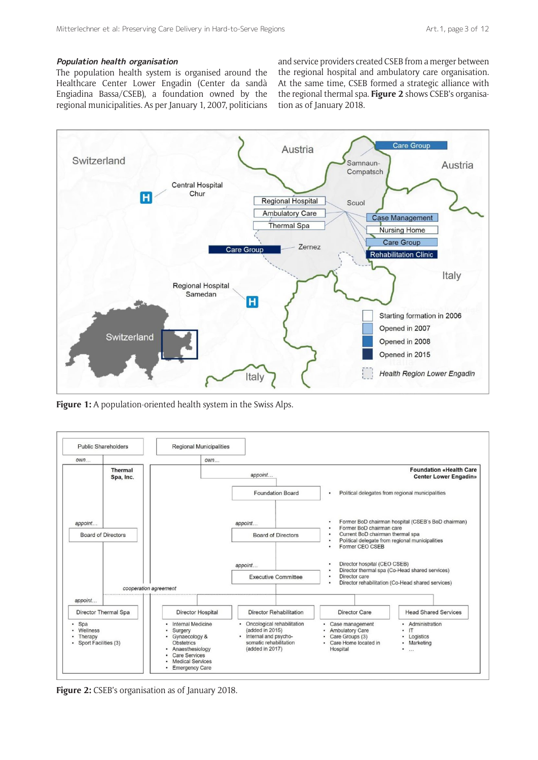### *Population health organisation*

The population health system is organised around the Healthcare Center Lower Engadin (Center da sandà Engiadina Bassa/CSEB), a foundation owned by the regional municipalities. As per January 1, 2007, politicians and service providers created CSEB from a merger between the regional hospital and ambulatory care organisation. At the same time, CSEB formed a strategic alliance with the regional thermal spa. **Figure 2** shows CSEB's organisation as of January 2018.

**Figure 1:** A population-oriented health system in the Swiss Alps.

**Figure 2:** CSEB's organisation as of January 2018.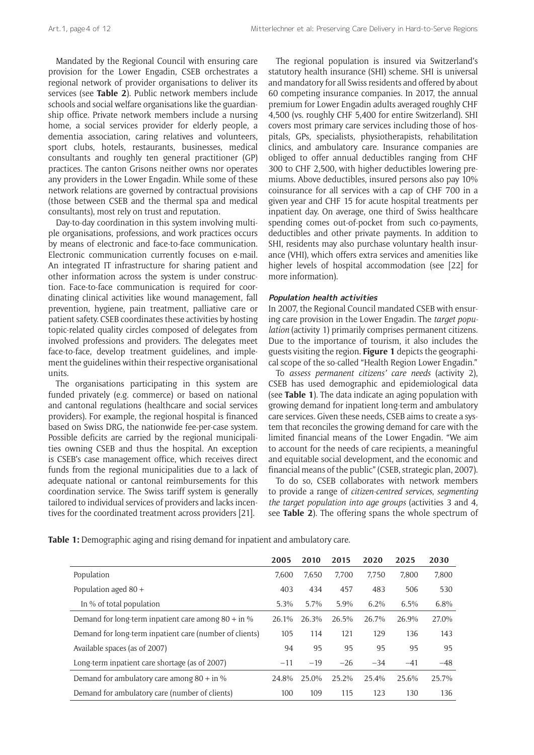Mandated by the Regional Council with ensuring care provision for the Lower Engadin, CSEB orchestrates a regional network of provider organisations to deliver its services (see **Table 2**). Public network members include schools and social welfare organisations like the guardianship office. Private network members include a nursing home, a social services provider for elderly people, a dementia association, caring relatives and volunteers, sport clubs, hotels, restaurants, businesses, medical consultants and roughly ten general practitioner (GP) practices. The canton Grisons neither owns nor operates any providers in the Lower Engadin. While some of these network relations are governed by contractual provisions (those between CSEB and the thermal spa and medical consultants), most rely on trust and reputation.

Day-to-day coordination in this system involving multiple organisations, professions, and work practices occurs by means of electronic and face-to-face communication. Electronic communication currently focuses on e-mail. An integrated IT infrastructure for sharing patient and other information across the system is under construction. Face-to-face communication is required for coordinating clinical activities like wound management, fall prevention, hygiene, pain treatment, palliative care or patient safety. CSEB coordinates these activities by hosting topic-related quality circles composed of delegates from involved professions and providers. The delegates meet face-to-face, develop treatment guidelines, and implement the guidelines within their respective organisational units.

The organisations participating in this system are funded privately (e.g. commerce) or based on national and cantonal regulations (healthcare and social services providers). For example, the regional hospital is financed based on Swiss DRG, the nationwide fee-per-case system. Possible deficits are carried by the regional municipalities owning CSEB and thus the hospital. An exception is CSEB's case management office, which receives direct funds from the regional municipalities due to a lack of adequate national or cantonal reimbursements for this coordination service. The Swiss tariff system is generally tailored to individual services of providers and lacks incentives for the coordinated treatment across providers [21].

The regional population is insured via Switzerland's statutory health insurance (SHI) scheme. SHI is universal and mandatory for all Swiss residents and offered by about 60 competing insurance companies. In 2017, the annual premium for Lower Engadin adults averaged roughly CHF 4,500 (vs. roughly CHF 5,400 for entire Switzerland). SHI covers most primary care services including those of hospitals, GPs, specialists, physiotherapists, rehabilitation clinics, and ambulatory care. Insurance companies are obliged to offer annual deductibles ranging from CHF 300 to CHF 2,500, with higher deductibles lowering premiums. Above deductibles, insured persons also pay 10% coinsurance for all services with a cap of CHF 700 in a given year and CHF 15 for acute hospital treatments per inpatient day. On average, one third of Swiss healthcare spending comes out-of-pocket from such co-payments, deductibles and other private payments. In addition to SHI, residents may also purchase voluntary health insurance (VHI), which offers extra services and amenities like higher levels of hospital accommodation (see [22] for more information).

#### Population health activities

In 2007, the Regional Council mandated CSEB with ensuring care provision in the Lower Engadin. The *target population* (activity 1) primarily comprises permanent citizens. Due to the importance of tourism, it also includes the guests visiting the region. **Figure 1** depicts the geographical scope of the so-called "Health Region Lower Engadin."

To *assess permanent citizens' care needs* (activity 2), CSEB has used demographic and epidemiological data (see **Table 1**). The data indicate an aging population with growing demand for inpatient long-term and ambulatory care services. Given these needs, CSEB aims to create a system that reconciles the growing demand for care with the limited financial means of the Lower Engadin. "We aim to account for the needs of care recipients, a meaningful and equitable social development, and the economic and financial means of the public" (CSEB, strategic plan, 2007).

To do so, CSEB collaborates with network members to provide a range of *citizen-centred services*, *segmenting the target population into age groups* (activities 3 and 4, see **Table 2**). The offering spans the whole spectrum of

**Table 1:** Demographic aging and rising demand for inpatient and ambulatory care.

| | 2005 | 2010 | 2015 | 2020 | 2025 | 2030 |
|---|---|---|---|---|---|---|
| Population | 7,600 | 7,650 | 7,700 | 7,750 | 7,800 | 7,800 |
| Population aged 80 + | 403 | 434 | 457 | 483 | 506 | 530 |
| In % of total population | 5.3% | 5.7% | 5.9% | 6.2% | 6.5% | 6.8% |
| Demand for long-term inpatient care among 80 + in % | 26.1% | 26.3% | 26.5% | 26.7% | 26.9% | 27.0% |
| Demand for long-term inpatient care (number of clients) | 105 | 114 | 121 | 129 | 136 | 143 |
| Available spaces (as of 2007) | 94 | 95 | 95 | 95 | 95 | 95 |
| Long-term inpatient care shortage (as of 2007) | −11 | −19 | −26 | −34 | −41 | −48 |
| Demand for ambulatory care among 80 + in % | 24.8% | 25.0% | 25.2% | 25.4% | 25.6% | 25.7% |
| Demand for ambulatory care (number of clients) | 100 | 109 | 115 | 123 | 130 | 136 |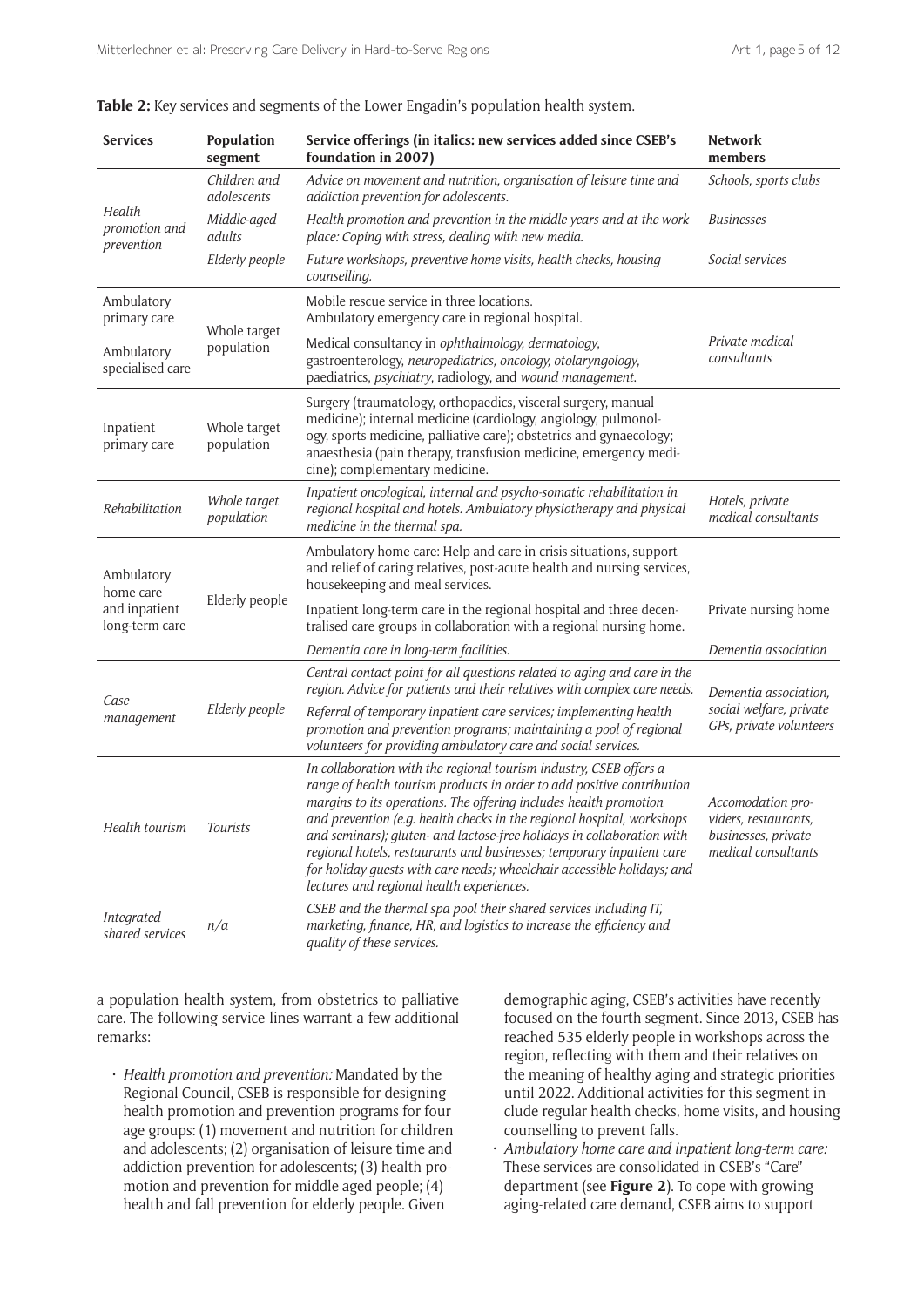**Table 2:** Key services and segments of the Lower Engadin's population health system.

| Services | Population segment | Service offerings (in italics: new services added since CSEB's foundation in 2007) | Network members |
|---|---|---|---|
| Health promotion and prevention | *Children and adolescents* | *Advice on movement and nutrition, organisation of leisure time and addiction prevention for adolescents.* | *Schools, sports clubs* |
| | *Middle-aged adults* | *Health promotion and prevention in the middle years and at the work place: Coping with stress, dealing with new media.* | *Businesses* |
| | *Elderly people* | *Future workshops, preventive home visits, health checks, housing counselling.* | *Social services* |
| Ambulatory primary care | Whole target population | Mobile rescue service in three locations. Ambulatory emergency care in regional hospital. | |
| Ambulatory specialised care | | Medical consultancy in *ophthalmology, dermatology,* gastroenterology, *neuropediatrics, oncology, otolaryngology,* paediatrics, *psychiatry*, radiology, and *wound management.* | *Private medical consultants* |
| Inpatient primary care | Whole target population | Surgery (traumatology, orthopaedics, visceral surgery, manual medicine); internal medicine (cardiology, angiology, pulmonology, sports medicine, palliative care); obstetrics and gynaecology; anaesthesia (pain therapy, transfusion medicine, emergency medicine); complementary medicine. | |
| *Rehabilitation* | *Whole target population* | *Inpatient oncological, internal and psycho-somatic rehabilitation in regional hospital and hotels. Ambulatory physiotherapy and physical medicine in the thermal spa.* | *Hotels, private medical consultants* |
| Ambulatory home care and inpatient long-term care | Elderly people | Ambulatory home care: Help and care in crisis situations, support and relief of caring relatives, post-acute health and nursing services, housekeeping and meal services. | |
| | | Inpatient long-term care in the regional hospital and three decentralised care groups in collaboration with a regional nursing home. | Private nursing home |
| | | *Dementia care in long-term facilities.* | *Dementia association* |
| *Case management* | *Elderly people* | *Central contact point for all questions related to aging and care in the region. Advice for patients and their relatives with complex care needs.* | *Dementia association, social welfare, private GPs, private volunteers* |
| | | *Referral of temporary inpatient care services; implementing health promotion and prevention programs; maintaining a pool of regional volunteers for providing ambulatory care and social services.* | |
| *Health tourism* | *Tourists* | *In collaboration with the regional tourism industry, CSEB offers a range of health tourism products in order to add positive contribution margins to its operations. The offering includes health promotion and prevention (e.g. health checks in the regional hospital, workshops and seminars); gluten- and lactose-free holidays in collaboration with regional hotels, restaurants and businesses; temporary inpatient care for holiday guests with care needs; wheelchair accessible holidays; and lectures and regional health experiences.* | *Accomodation providers, restaurants, businesses, private medical consultants* |
| *Integrated shared services* | *n/a* | *CSEB and the thermal spa pool their shared services including IT, marketing, finance, HR, and logistics to increase the efficiency and quality of these services.* | |

a population health system, from obstetrics to palliative care. The following service lines warrant a few additional remarks:

- *Health promotion and prevention:* Mandated by the Regional Council, CSEB is responsible for designing health promotion and prevention programs for four age groups: (1) movement and nutrition for children and adolescents; (2) organisation of leisure time and addiction prevention for adolescents; (3) health promotion and prevention for middle aged people; (4) health and fall prevention for elderly people. Given demographic aging, CSEB's activities have recently focused on the fourth segment. Since 2013, CSEB has reached 535 elderly people in workshops across the region, reflecting with them and their relatives on the meaning of healthy aging and strategic priorities until 2022. Additional activities for this segment include regular health checks, home visits, and housing counselling to prevent falls.
- *Ambulatory home care and inpatient long-term care:* These services are consolidated in CSEB's "Care" department (see **Figure 2**). To cope with growing aging-related care demand, CSEB aims to support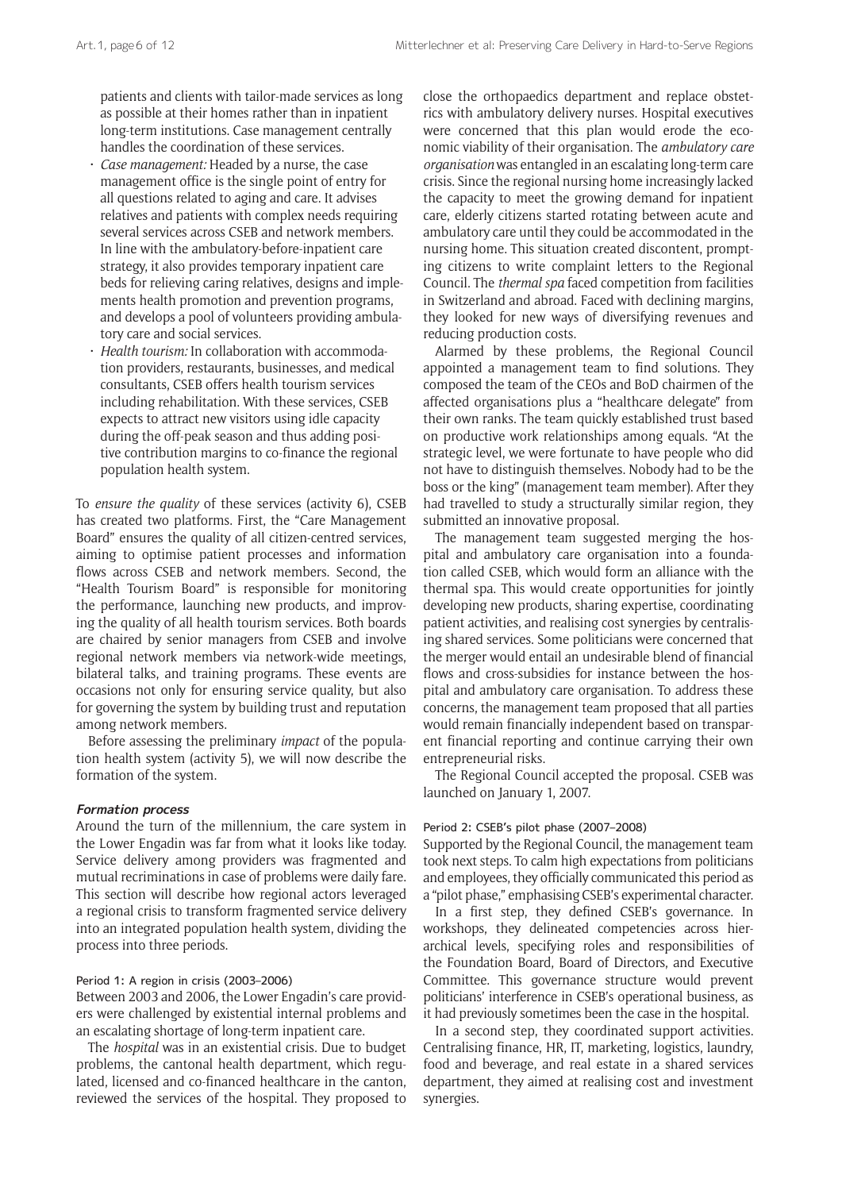patients and clients with tailor-made services as long as possible at their homes rather than in inpatient long-term institutions. Case management centrally handles the coordination of these services.

- *Case management:* Headed by a nurse, the case management office is the single point of entry for all questions related to aging and care. It advises relatives and patients with complex needs requiring several services across CSEB and network members. In line with the ambulatory-before-inpatient care strategy, it also provides temporary inpatient care beds for relieving caring relatives, designs and implements health promotion and prevention programs, and develops a pool of volunteers providing ambulatory care and social services.
- *Health tourism:* In collaboration with accommodation providers, restaurants, businesses, and medical consultants, CSEB offers health tourism services including rehabilitation. With these services, CSEB expects to attract new visitors using idle capacity during the off-peak season and thus adding positive contribution margins to co-finance the regional population health system.

To *ensure the quality* of these services (activity 6), CSEB has created two platforms. First, the "Care Management Board" ensures the quality of all citizen-centred services, aiming to optimise patient processes and information flows across CSEB and network members. Second, the "Health Tourism Board" is responsible for monitoring the performance, launching new products, and improving the quality of all health tourism services. Both boards are chaired by senior managers from CSEB and involve regional network members via network-wide meetings, bilateral talks, and training programs. These events are occasions not only for ensuring service quality, but also for governing the system by building trust and reputation among network members.

Before assessing the preliminary *impact* of the population health system (activity 5), we will now describe the formation of the system.

### Formation process

Around the turn of the millennium, the care system in the Lower Engadin was far from what it looks like today. Service delivery among providers was fragmented and mutual recriminations in case of problems were daily fare. This section will describe how regional actors leveraged a regional crisis to transform fragmented service delivery into an integrated population health system, dividing the process into three periods.

#### Period 1: A region in crisis (2003–2006)

Between 2003 and 2006, the Lower Engadin's care providers were challenged by existential internal problems and an escalating shortage of long-term inpatient care.

The *hospital* was in an existential crisis. Due to budget problems, the cantonal health department, which regulated, licensed and co-financed healthcare in the canton, reviewed the services of the hospital. They proposed to close the orthopaedics department and replace obstetrics with ambulatory delivery nurses. Hospital executives were concerned that this plan would erode the economic viability of their organisation. The *ambulatory care organisation* was entangled in an escalating long-term care crisis. Since the regional nursing home increasingly lacked the capacity to meet the growing demand for inpatient care, elderly citizens started rotating between acute and ambulatory care until they could be accommodated in the nursing home. This situation created discontent, prompting citizens to write complaint letters to the Regional Council. The *thermal spa* faced competition from facilities in Switzerland and abroad. Faced with declining margins, they looked for new ways of diversifying revenues and reducing production costs.

Alarmed by these problems, the Regional Council appointed a management team to find solutions. They composed the team of the CEOs and BoD chairmen of the affected organisations plus a "healthcare delegate" from their own ranks. The team quickly established trust based on productive work relationships among equals. "At the strategic level, we were fortunate to have people who did not have to distinguish themselves. Nobody had to be the boss or the king" (management team member). After they had travelled to study a structurally similar region, they submitted an innovative proposal.

The management team suggested merging the hospital and ambulatory care organisation into a foundation called CSEB, which would form an alliance with the thermal spa. This would create opportunities for jointly developing new products, sharing expertise, coordinating patient activities, and realising cost synergies by centralising shared services. Some politicians were concerned that the merger would entail an undesirable blend of financial flows and cross-subsidies for instance between the hospital and ambulatory care organisation. To address these concerns, the management team proposed that all parties would remain financially independent based on transparent financial reporting and continue carrying their own entrepreneurial risks.

The Regional Council accepted the proposal. CSEB was launched on January 1, 2007.

#### Period 2: CSEB's pilot phase (2007–2008)

Supported by the Regional Council, the management team took next steps. To calm high expectations from politicians and employees, they officially communicated this period as a "pilot phase," emphasising CSEB's experimental character.

In a first step, they defined CSEB's governance. In workshops, they delineated competencies across hierarchical levels, specifying roles and responsibilities of the Foundation Board, Board of Directors, and Executive Committee. This governance structure would prevent politicians' interference in CSEB's operational business, as it had previously sometimes been the case in the hospital.

In a second step, they coordinated support activities. Centralising finance, HR, IT, marketing, logistics, laundry, food and beverage, and real estate in a shared services department, they aimed at realising cost and investment synergies.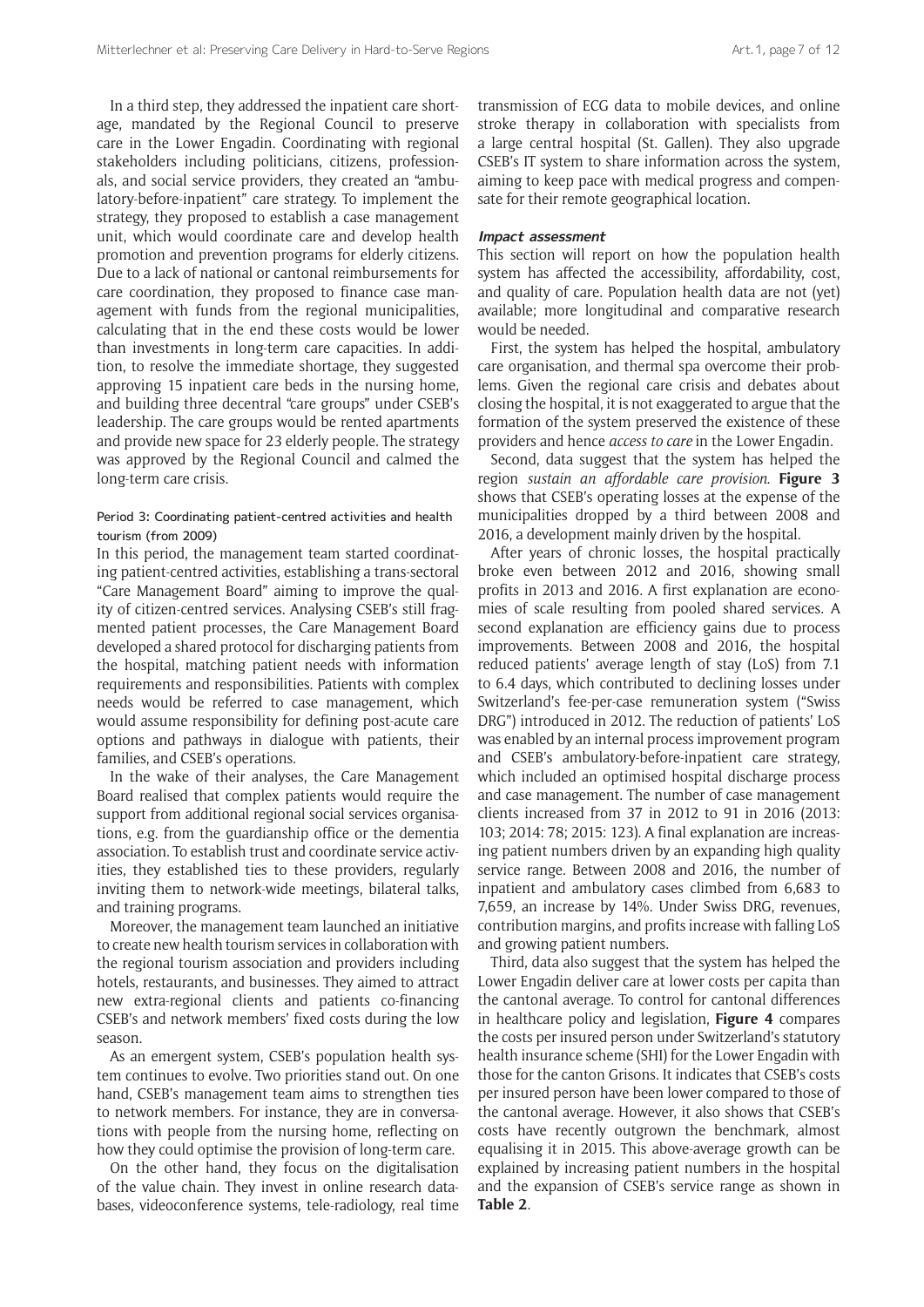In a third step, they addressed the inpatient care shortage, mandated by the Regional Council to preserve care in the Lower Engadin. Coordinating with regional stakeholders including politicians, citizens, professionals, and social service providers, they created an "ambulatory-before-inpatient" care strategy. To implement the strategy, they proposed to establish a case management unit, which would coordinate care and develop health promotion and prevention programs for elderly citizens. Due to a lack of national or cantonal reimbursements for care coordination, they proposed to finance case management with funds from the regional municipalities, calculating that in the end these costs would be lower than investments in long-term care capacities. In addition, to resolve the immediate shortage, they suggested approving 15 inpatient care beds in the nursing home, and building three decentral "care groups" under CSEB's leadership. The care groups would be rented apartments and provide new space for 23 elderly people. The strategy was approved by the Regional Council and calmed the long-term care crisis.

### Period 3: Coordinating patient-centred activities and health tourism (from 2009)

In this period, the management team started coordinating patient-centred activities, establishing a trans-sectoral "Care Management Board" aiming to improve the quality of citizen-centred services. Analysing CSEB's still fragmented patient processes, the Care Management Board developed a shared protocol for discharging patients from the hospital, matching patient needs with information requirements and responsibilities. Patients with complex needs would be referred to case management, which would assume responsibility for defining post-acute care options and pathways in dialogue with patients, their families, and CSEB's operations.

In the wake of their analyses, the Care Management Board realised that complex patients would require the support from additional regional social services organisations, e.g. from the guardianship office or the dementia association. To establish trust and coordinate service activities, they established ties to these providers, regularly inviting them to network-wide meetings, bilateral talks, and training programs.

Moreover, the management team launched an initiative to create new health tourism services in collaboration with the regional tourism association and providers including hotels, restaurants, and businesses. They aimed to attract new extra-regional clients and patients co-financing CSEB's and network members' fixed costs during the low season.

As an emergent system, CSEB's population health system continues to evolve. Two priorities stand out. On one hand, CSEB's management team aims to strengthen ties to network members. For instance, they are in conversations with people from the nursing home, reflecting on how they could optimise the provision of long-term care.

On the other hand, they focus on the digitalisation of the value chain. They invest in online research databases, videoconference systems, tele-radiology, real time transmission of ECG data to mobile devices, and online stroke therapy in collaboration with specialists from a large central hospital (St. Gallen). They also upgrade CSEB's IT system to share information across the system, aiming to keep pace with medical progress and compensate for their remote geographical location.

### Impact assessment

This section will report on how the population health system has affected the accessibility, affordability, cost, and quality of care. Population health data are not (yet) available; more longitudinal and comparative research would be needed.

First, the system has helped the hospital, ambulatory care organisation, and thermal spa overcome their problems. Given the regional care crisis and debates about closing the hospital, it is not exaggerated to argue that the formation of the system preserved the existence of these providers and hence *access to care* in the Lower Engadin.

Second, data suggest that the system has helped the region *sustain an affordable care provision*. **Figure 3** shows that CSEB's operating losses at the expense of the municipalities dropped by a third between 2008 and 2016, a development mainly driven by the hospital.

After years of chronic losses, the hospital practically broke even between 2012 and 2016, showing small profits in 2013 and 2016. A first explanation are economies of scale resulting from pooled shared services. A second explanation are efficiency gains due to process improvements. Between 2008 and 2016, the hospital reduced patients' average length of stay (LoS) from 7.1 to 6.4 days, which contributed to declining losses under Switzerland's fee-per-case remuneration system ("Swiss DRG") introduced in 2012. The reduction of patients' LoS was enabled by an internal process improvement program and CSEB's ambulatory-before-inpatient care strategy, which included an optimised hospital discharge process and case management. The number of case management clients increased from 37 in 2012 to 91 in 2016 (2013: 103; 2014: 78; 2015: 123). A final explanation are increasing patient numbers driven by an expanding high quality service range. Between 2008 and 2016, the number of inpatient and ambulatory cases climbed from 6,683 to 7,659, an increase by 14%. Under Swiss DRG, revenues, contribution margins, and profits increase with falling LoS and growing patient numbers.

Third, data also suggest that the system has helped the Lower Engadin deliver care at lower costs per capita than the cantonal average. To control for cantonal differences in healthcare policy and legislation, **Figure 4** compares the costs per insured person under Switzerland's statutory health insurance scheme (SHI) for the Lower Engadin with those for the canton Grisons. It indicates that CSEB's costs per insured person have been lower compared to those of the cantonal average. However, it also shows that CSEB's costs have recently outgrown the benchmark, almost equalising it in 2015. This above-average growth can be explained by increasing patient numbers in the hospital and the expansion of CSEB's service range as shown in **Table 2**.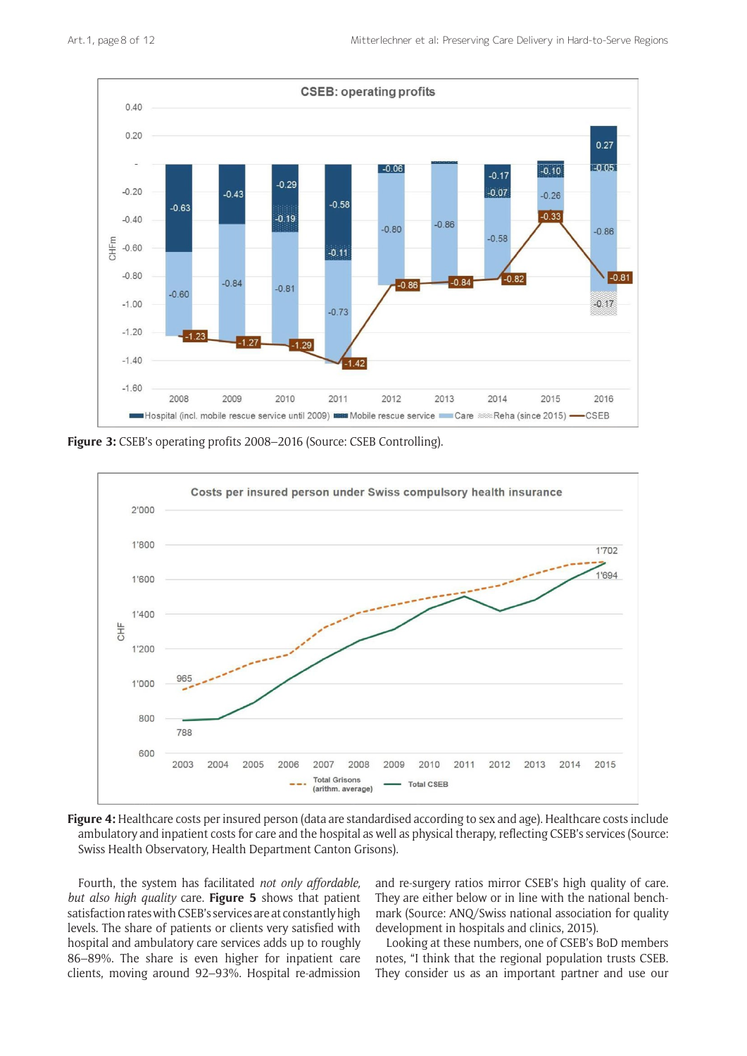**Figure 3:** CSEB's operating profits 2008–2016 (Source: CSEB Controlling).

**Figure 4:** Healthcare costs per insured person (data are standardised according to sex and age). Healthcare costs include ambulatory and inpatient costs for care and the hospital as well as physical therapy, reflecting CSEB's services (Source: Swiss Health Observatory, Health Department Canton Grisons).

Fourth, the system has facilitated *not only affordable, but also high quality* care. **Figure 5** shows that patient satisfaction rates with CSEB's services are at constantly high levels. The share of patients or clients very satisfied with hospital and ambulatory care services adds up to roughly 86–89%. The share is even higher for inpatient care clients, moving around 92–93%. Hospital re-admission and re-surgery ratios mirror CSEB's high quality of care. They are either below or in line with the national benchmark (Source: ANQ/Swiss national association for quality development in hospitals and clinics, 2015).

Looking at these numbers, one of CSEB's BoD members notes, "I think that the regional population trusts CSEB. They consider us as an important partner and use our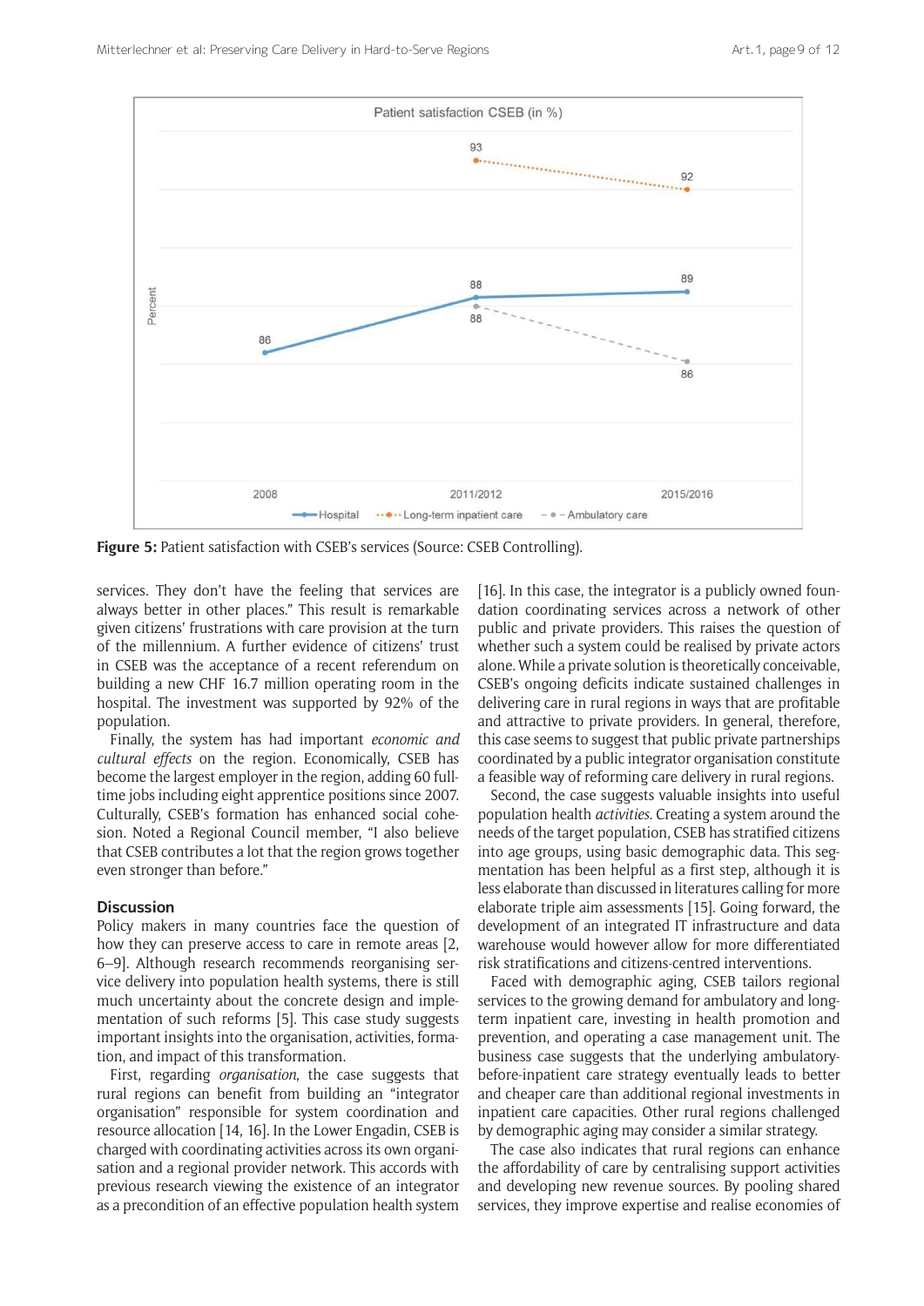**Figure 5:** Patient satisfaction with CSEB's services (Source: CSEB Controlling).

services. They don't have the feeling that services are always better in other places." This result is remarkable given citizens' frustrations with care provision at the turn of the millennium. A further evidence of citizens' trust in CSEB was the acceptance of a recent referendum on building a new CHF 16.7 million operating room in the hospital. The investment was supported by 92% of the population.

Finally, the system has had important *economic and cultural effects* on the region. Economically, CSEB has become the largest employer in the region, adding 60 full-time jobs including eight apprentice positions since 2007. Culturally, CSEB's formation has enhanced social cohesion. Noted a Regional Council member, "I also believe that CSEB contributes a lot that the region grows together even stronger than before."

## Discussion

Policy makers in many countries face the question of how they can preserve access to care in remote areas [2, 6–9]. Although research recommends reorganising service delivery into population health systems, there is still much uncertainty about the concrete design and implementation of such reforms [5]. This case study suggests important insights into the organisation, activities, formation, and impact of this transformation.

First, regarding *organisation*, the case suggests that rural regions can benefit from building an "integrator organisation" responsible for system coordination and resource allocation [14, 16]. In the Lower Engadin, CSEB is charged with coordinating activities across its own organisation and a regional provider network. This accords with previous research viewing the existence of an integrator as a precondition of an effective population health system [16]. In this case, the integrator is a publicly owned foundation coordinating services across a network of other public and private providers. This raises the question of whether such a system could be realised by private actors alone. While a private solution is theoretically conceivable, CSEB's ongoing deficits indicate sustained challenges in delivering care in rural regions in ways that are profitable and attractive to private providers. In general, therefore, this case seems to suggest that public private partnerships coordinated by a public integrator organisation constitute a feasible way of reforming care delivery in rural regions.

Second, the case suggests valuable insights into useful population health *activities*. Creating a system around the needs of the target population, CSEB has stratified citizens into age groups, using basic demographic data. This segmentation has been helpful as a first step, although it is less elaborate than discussed in literatures calling for more elaborate triple aim assessments [15]. Going forward, the development of an integrated IT infrastructure and data warehouse would however allow for more differentiated risk stratifications and citizens-centred interventions.

Faced with demographic aging, CSEB tailors regional services to the growing demand for ambulatory and long-term inpatient care, investing in health promotion and prevention, and operating a case management unit. The business case suggests that the underlying ambulatory-before-inpatient care strategy eventually leads to better and cheaper care than additional regional investments in inpatient care capacities. Other rural regions challenged by demographic aging may consider a similar strategy.

The case also indicates that rural regions can enhance the affordability of care by centralising support activities and developing new revenue sources. By pooling shared services, they improve expertise and realise economies of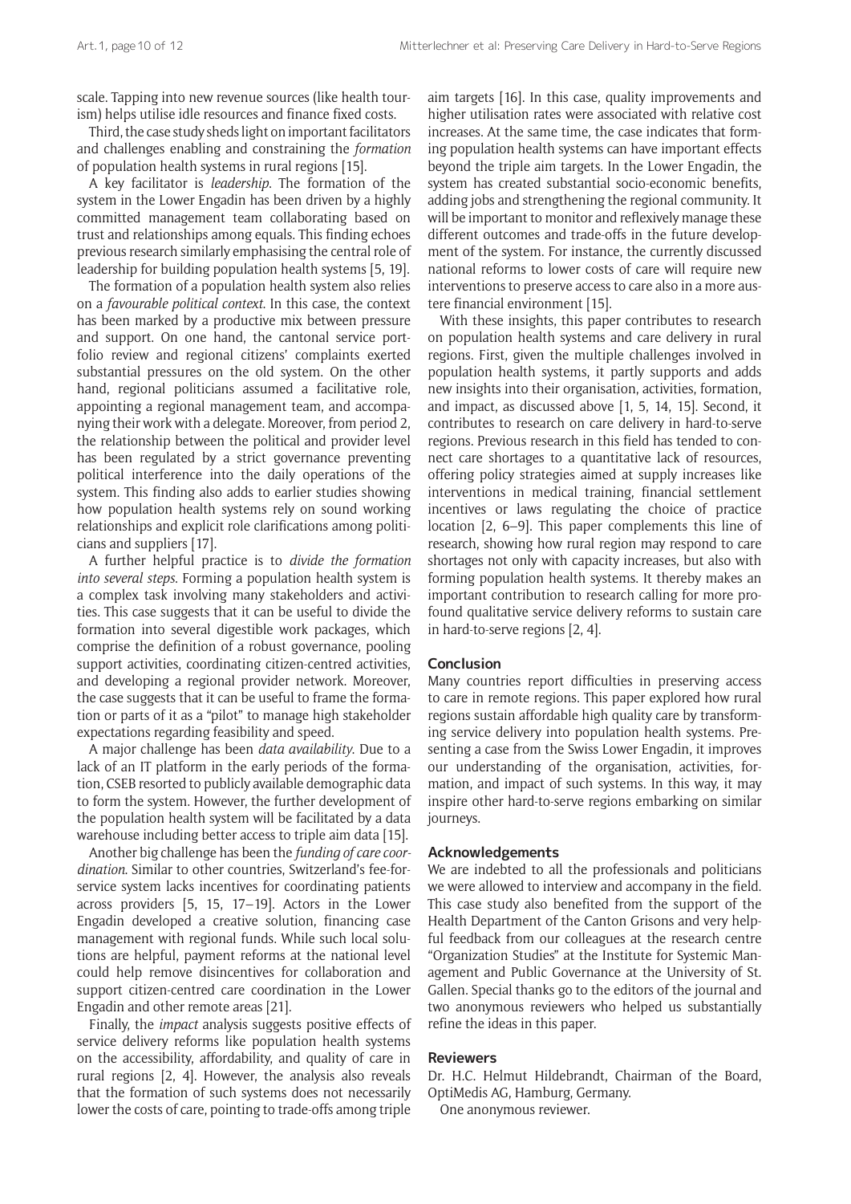scale. Tapping into new revenue sources (like health tourism) helps utilise idle resources and finance fixed costs.

Third, the case study sheds light on important facilitators and challenges enabling and constraining the *formation* of population health systems in rural regions [15].

A key facilitator is *leadership*. The formation of the system in the Lower Engadin has been driven by a highly committed management team collaborating based on trust and relationships among equals. This finding echoes previous research similarly emphasising the central role of leadership for building population health systems [5, 19].

The formation of a population health system also relies on a *favourable political context*. In this case, the context has been marked by a productive mix between pressure and support. On one hand, the cantonal service portfolio review and regional citizens' complaints exerted substantial pressures on the old system. On the other hand, regional politicians assumed a facilitative role, appointing a regional management team, and accompanying their work with a delegate. Moreover, from period 2, the relationship between the political and provider level has been regulated by a strict governance preventing political interference into the daily operations of the system. This finding also adds to earlier studies showing how population health systems rely on sound working relationships and explicit role clarifications among politicians and suppliers [17].

A further helpful practice is to *divide the formation into several steps*. Forming a population health system is a complex task involving many stakeholders and activities. This case suggests that it can be useful to divide the formation into several digestible work packages, which comprise the definition of a robust governance, pooling support activities, coordinating citizen-centred activities, and developing a regional provider network. Moreover, the case suggests that it can be useful to frame the formation or parts of it as a "pilot" to manage high stakeholder expectations regarding feasibility and speed.

A major challenge has been *data availability*. Due to a lack of an IT platform in the early periods of the formation, CSEB resorted to publicly available demographic data to form the system. However, the further development of the population health system will be facilitated by a data warehouse including better access to triple aim data [15].

Another big challenge has been the *funding of care coordination*. Similar to other countries, Switzerland's fee-for-service system lacks incentives for coordinating patients across providers [5, 15, 17–19]. Actors in the Lower Engadin developed a creative solution, financing case management with regional funds. While such local solutions are helpful, payment reforms at the national level could help remove disincentives for collaboration and support citizen-centred care coordination in the Lower Engadin and other remote areas [21].

Finally, the *impact* analysis suggests positive effects of service delivery reforms like population health systems on the accessibility, affordability, and quality of care in rural regions [2, 4]. However, the analysis also reveals that the formation of such systems does not necessarily lower the costs of care, pointing to trade-offs among triple aim targets [16]. In this case, quality improvements and higher utilisation rates were associated with relative cost increases. At the same time, the case indicates that forming population health systems can have important effects beyond the triple aim targets. In the Lower Engadin, the system has created substantial socio-economic benefits, adding jobs and strengthening the regional community. It will be important to monitor and reflexively manage these different outcomes and trade-offs in the future development of the system. For instance, the currently discussed national reforms to lower costs of care will require new interventions to preserve access to care also in a more austere financial environment [15].

With these insights, this paper contributes to research on population health systems and care delivery in rural regions. First, given the multiple challenges involved in population health systems, it partly supports and adds new insights into their organisation, activities, formation, and impact, as discussed above [1, 5, 14, 15]. Second, it contributes to research on care delivery in hard-to-serve regions. Previous research in this field has tended to connect care shortages to a quantitative lack of resources, offering policy strategies aimed at supply increases like interventions in medical training, financial settlement incentives or laws regulating the choice of practice location [2, 6–9]. This paper complements this line of research, showing how rural region may respond to care shortages not only with capacity increases, but also with forming population health systems. It thereby makes an important contribution to research calling for more profound qualitative service delivery reforms to sustain care in hard-to-serve regions [2, 4].

## Conclusion

Many countries report difficulties in preserving access to care in remote regions. This paper explored how rural regions sustain affordable high quality care by transforming service delivery into population health systems. Presenting a case from the Swiss Lower Engadin, it improves our understanding of the organisation, activities, formation, and impact of such systems. In this way, it may inspire other hard-to-serve regions embarking on similar journeys.

## Acknowledgements

We are indebted to all the professionals and politicians we were allowed to interview and accompany in the field. This case study also benefited from the support of the Health Department of the Canton Grisons and very helpful feedback from our colleagues at the research centre "Organization Studies" at the Institute for Systemic Management and Public Governance at the University of St. Gallen. Special thanks go to the editors of the journal and two anonymous reviewers who helped us substantially refine the ideas in this paper.

## Reviewers

Dr. H.C. Helmut Hildebrandt, Chairman of the Board, OptiMedis AG, Hamburg, Germany.

One anonymous reviewer.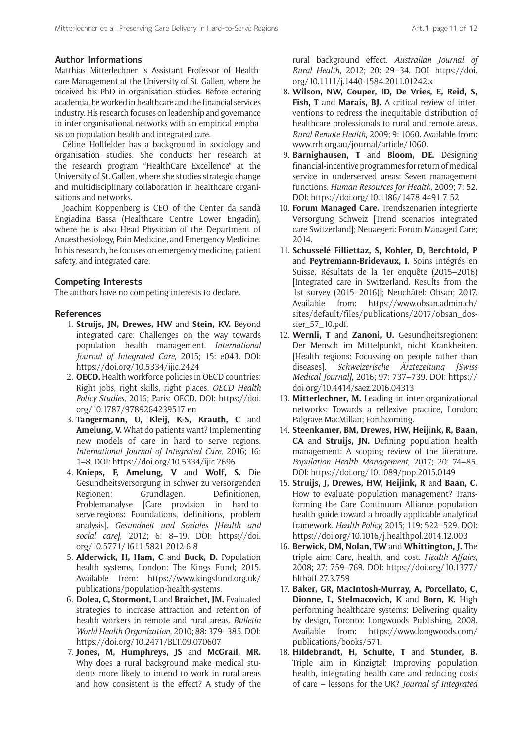## Author Informations

Matthias Mitterlechner is Assistant Professor of Healthcare Management at the University of St. Gallen, where he received his PhD in organisation studies. Before entering academia, he worked in healthcare and the financial services industry. His research focuses on leadership and governance in inter-organisational networks with an empirical emphasis on population health and integrated care.

Céline Hollfelder has a background in sociology and organisation studies. She conducts her research at the research program "HealthCare Excellence" at the University of St. Gallen, where she studies strategic change and multidisciplinary collaboration in healthcare organisations and networks.

Joachim Koppenberg is CEO of the Center da sandà Engiadina Bassa (Healthcare Centre Lower Engadin), where he is also Head Physician of the Department of Anaesthesiology, Pain Medicine, and Emergency Medicine. In his research, he focuses on emergency medicine, patient safety, and integrated care.

## Competing Interests

The authors have no competing interests to declare.

## References

1. **Struijs, JN, Drewes, HW** and **Stein, KV.** Beyond integrated care: Challenges on the way towards population health management. *International Journal of Integrated Care*, 2015; 15: e043. DOI: https://doi.org/10.5334/ijic.2424
2. **OECD.** Health workforce policies in OECD countries: Right jobs, right skills, right places. *OECD Health Policy Studies*, 2016; Paris: OECD. DOI: https://doi.org/10.1787/9789264239517-en
3. **Tangermann, U, Kleij, K-S, Krauth, C** and **Amelung, V.** What do patients want? Implementing new models of care in hard to serve regions. *International Journal of Integrated Care*, 2016; 16: 1–8. DOI: https://doi.org/10.5334/ijic.2696
4. **Knieps, F, Amelung, V** and **Wolf, S.** Die Gesundheitsversorgung in schwer zu versorgenden Regionen: Grundlagen, Definitionen, Problemanalyse [Care provision in hard-to-serve-regions: Foundations, definitions, problem analysis]. *Gesundheit und Soziales [Health and social care]*, 2012; 6: 8–19. DOI: https://doi.org/10.5771/1611-5821-2012-6-8
5. **Alderwick, H, Ham, C** and **Buck, D.** Population health systems, London: The Kings Fund; 2015. Available from: https://www.kingsfund.org.uk/publications/population-health-systems.
6. **Dolea, C, Stormont, L** and **Braichet, JM.** Evaluated strategies to increase attraction and retention of health workers in remote and rural areas. *Bulletin World Health Organization*, 2010; 88: 379–385. DOI: https://doi.org/10.2471/BLT.09.070607
7. **Jones, M, Humphreys, JS** and **McGrail, MR.** Why does a rural background make medical students more likely to intend to work in rural areas and how consistent is the effect? A study of the rural background effect. *Australian Journal of Rural Health*, 2012; 20: 29–34. DOI: https://doi.org/10.1111/j.1440-1584.2011.01242.x
8. **Wilson, NW, Couper, ID, De Vries, E, Reid, S, Fish, T** and **Marais, BJ.** A critical review of interventions to redress the inequitable distribution of healthcare professionals to rural and remote areas. *Rural Remote Health*, 2009; 9: 1060. Available from: www.rrh.org.au/journal/article/1060.
9. **Barnighausen, T** and **Bloom, DE.** Designing financial-incentive programmes for return of medical service in underserved areas: Seven management functions. *Human Resources for Health*, 2009; 7: 52. DOI: https://doi.org/10.1186/1478-4491-7-52
10. **Forum Managed Care.** Trendszenarien integrierte Versorgung Schweiz [Trend scenarios integrated care Switzerland]; Neuaegeri: Forum Managed Care; 2014.
11. **Schusselé Filliettaz, S, Kohler, D, Berchtold, P** and **Peytremann-Bridevaux, I.** Soins intégrés en Suisse. Résultats de la 1er enquête (2015–2016) [Integrated care in Switzerland. Results from the 1st survey (2015–2016)]; Neuchâtel: Obsan; 2017. Available from: https://www.obsan.admin.ch/sites/default/files/publications/2017/obsan_dossier_57_10.pdf.
12. **Wernli, T** and **Zanoni, U.** Gesundheitsregionen: Der Mensch im Mittelpunkt, nicht Krankheiten. [Health regions: Focussing on people rather than diseases]. *Schweizerische Ärztezeitung [Swiss Medical Journal]*, 2016; 97: 737–739. DOI: https://doi.org/10.4414/saez.2016.04313
13. **Mitterlechner, M.** Leading in inter-organizational networks: Towards a reflexive practice, London: Palgrave MacMillan; Forthcoming.
14. **Steenkamer, BM, Drewes, HW, Heijink, R, Baan, CA** and **Struijs, JN.** Defining population health management: A scoping review of the literature. *Population Health Management*, 2017; 20: 74–85. DOI: https://doi.org/10.1089/pop.2015.0149
15. **Struijs, J, Drewes, HW, Heijink, R** and **Baan, C.** How to evaluate population management? Transforming the Care Continuum Alliance population health guide toward a broadly applicable analytical framework. *Health Policy,* 2015; 119: 522–529. DOI: https://doi.org/10.1016/j.healthpol.2014.12.003
16. **Berwick, DM, Nolan, TW** and **Whittington, J.** The triple aim: Care, health, and cost. *Health Affairs*, 2008; 27: 759–769. DOI: https://doi.org/10.1377/hlthaff.27.3.759
17. **Baker, GR, MacIntosh-Murray, A, Porcellato, C, Dionne, L, Stelmacovich, K** and **Born, K.** High performing healthcare systems: Delivering quality by design, Toronto: Longwoods Publishing, 2008. Available from: https://www.longwoods.com/publications/books/571.
18. **Hildebrandt, H, Schulte, T** and **Stunder, B.** Triple aim in Kinzigtal: Improving population health, integrating health care and reducing costs of care – lessons for the UK? *Journal of Integrated*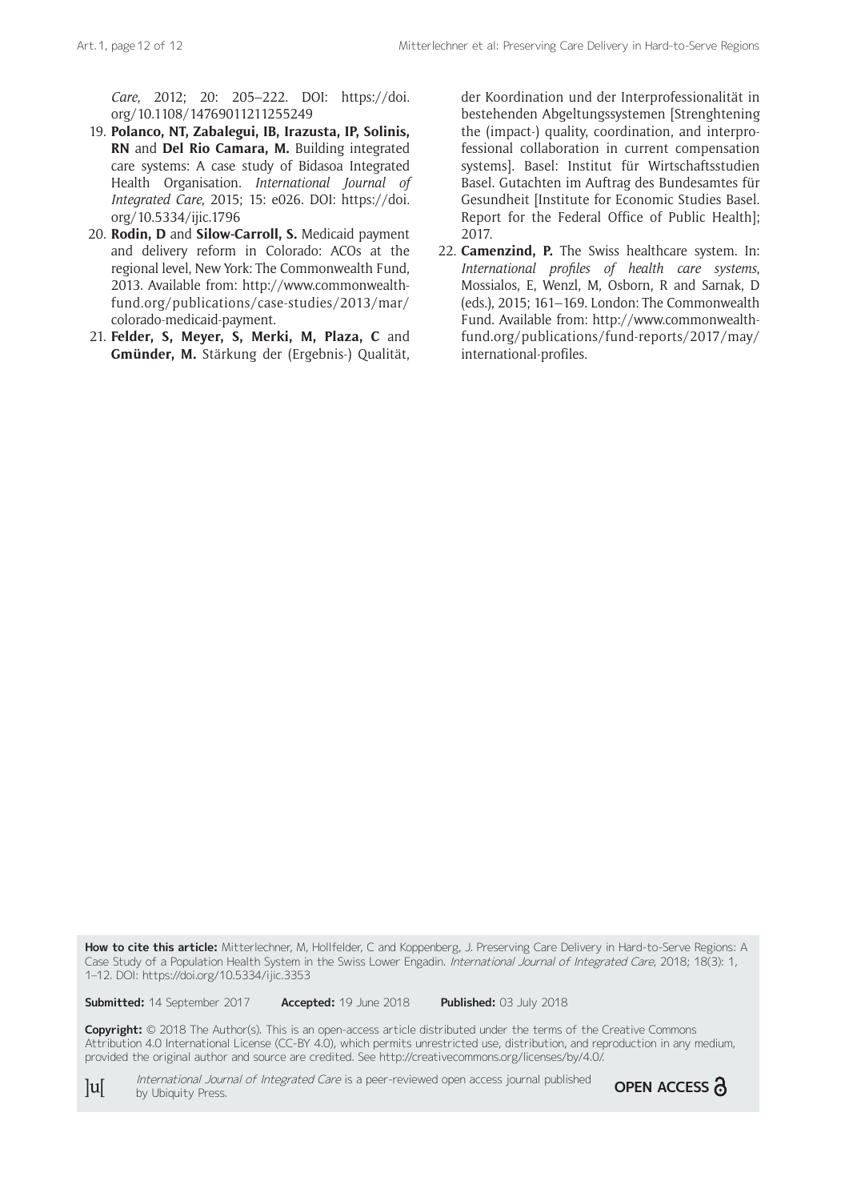*Care*, 2012; 20: 205–222. DOI: https://doi.org/10.1108/14769011211255249

19. **Polanco, NT, Zabalegui, IB, Irazusta, IP, Solinis, RN** and **Del Rio Camara, M.** Building integrated care systems: A case study of Bidasoa Integrated Health Organisation. *International Journal of Integrated Care*, 2015; 15: e026. DOI: https://doi.org/10.5334/ijic.1796
20. **Rodin, D** and **Silow-Carroll, S.** Medicaid payment and delivery reform in Colorado: ACOs at the regional level, New York: The Commonwealth Fund, 2013. Available from: http://www.commonwealthfund.org/publications/case-studies/2013/mar/colorado-medicaid-payment.
21. **Felder, S, Meyer, S, Merki, M, Plaza, C** and **Gmünder, M.** Stärkung der (Ergebnis-) Qualität, der Koordination und der Interprofessionalität in bestehenden Abgeltungssystemen [Strenghtening the (impact-) quality, coordination, and interprofessional collaboration in current compensation systems]. Basel: Institut für Wirtschaftsstudien Basel. Gutachten im Auftrag des Bundesamtes für Gesundheit [Institute for Economic Studies Basel. Report for the Federal Office of Public Health]; 2017.
22. **Camenzind, P.** The Swiss healthcare system. In: *International profiles of health care systems*, Mossialos, E, Wenzl, M, Osborn, R and Sarnak, D (eds.), 2015; 161–169. London: The Commonwealth Fund. Available from: http://www.commonwealthfund.org/publications/fund-reports/2017/may/international-profiles.

**How to cite this article:** Mitterlechner, M, Hollfelder, C and Koppenberg, J. Preserving Care Delivery in Hard-to-Serve Regions: A Case Study of a Population Health System in the Swiss Lower Engadin. *International Journal of Integrated Care*, 2018; 18(3): 1, 1–12. DOI: https://doi.org/10.5334/ijic.3353

**Submitted:** 14 September 2017 **Accepted:** 19 June 2018 **Published:** 03 July 2018

**Copyright:** © 2018 The Author(s). This is an open-access article distributed under the terms of the Creative Commons Attribution 4.0 International License (CC-BY 4.0), which permits unrestricted use, distribution, and reproduction in any medium, provided the original author and source are credited. See http://creativecommons.org/licenses/by/4.0/.

*International Journal of Integrated Care* is a peer-reviewed open access journal published by Ubiquity Press.

OPEN ACCESS